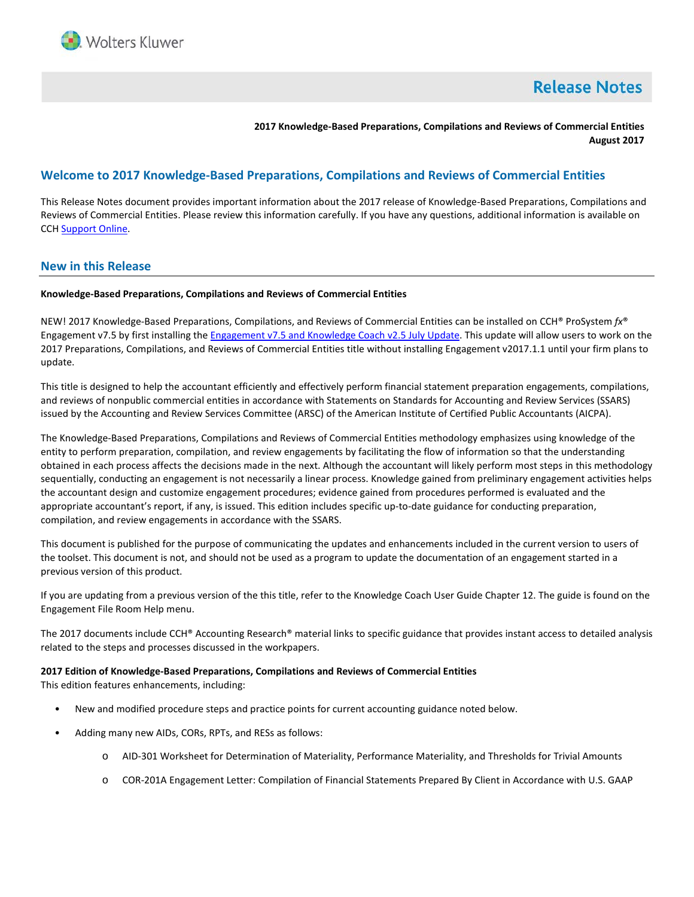# Release Notes

**2017 Knowledge-Based Preparations, Compilations and Reviews of Commercial Entities**
**August 2017**

## Welcome to 2017 Knowledge-Based Preparations, Compilations and Reviews of Commercial Entities

This Release Notes document provides important information about the 2017 release of Knowledge-Based Preparations, Compilations and Reviews of Commercial Entities. Please review this information carefully. If you have any questions, additional information is available on CCH Support Online.

## New in this Release

**Knowledge-Based Preparations, Compilations and Reviews of Commercial Entities**

NEW! 2017 Knowledge-Based Preparations, Compilations, and Reviews of Commercial Entities can be installed on CCH® ProSystem *fx*® Engagement v7.5 by first installing the Engagement v7.5 and Knowledge Coach v2.5 July Update. This update will allow users to work on the 2017 Preparations, Compilations, and Reviews of Commercial Entities title without installing Engagement v2017.1.1 until your firm plans to update.

This title is designed to help the accountant efficiently and effectively perform financial statement preparation engagements, compilations, and reviews of nonpublic commercial entities in accordance with Statements on Standards for Accounting and Review Services (SSARS) issued by the Accounting and Review Services Committee (ARSC) of the American Institute of Certified Public Accountants (AICPA).

The Knowledge-Based Preparations, Compilations and Reviews of Commercial Entities methodology emphasizes using knowledge of the entity to perform preparation, compilation, and review engagements by facilitating the flow of information so that the understanding obtained in each process affects the decisions made in the next. Although the accountant will likely perform most steps in this methodology sequentially, conducting an engagement is not necessarily a linear process. Knowledge gained from preliminary engagement activities helps the accountant design and customize engagement procedures; evidence gained from procedures performed is evaluated and the appropriate accountant's report, if any, is issued. This edition includes specific up-to-date guidance for conducting preparation, compilation, and review engagements in accordance with the SSARS.

This document is published for the purpose of communicating the updates and enhancements included in the current version to users of the toolset. This document is not, and should not be used as a program to update the documentation of an engagement started in a previous version of this product.

If you are updating from a previous version of the this title, refer to the Knowledge Coach User Guide Chapter 12. The guide is found on the Engagement File Room Help menu.

The 2017 documents include CCH® Accounting Research® material links to specific guidance that provides instant access to detailed analysis related to the steps and processes discussed in the workpapers.

**2017 Edition of Knowledge-Based Preparations, Compilations and Reviews of Commercial Entities**
This edition features enhancements, including:

- New and modified procedure steps and practice points for current accounting guidance noted below.
- Adding many new AIDs, CORs, RPTs, and RESs as follows:
  - AID-301 Worksheet for Determination of Materiality, Performance Materiality, and Thresholds for Trivial Amounts
  - COR-201A Engagement Letter: Compilation of Financial Statements Prepared By Client in Accordance with U.S. GAAP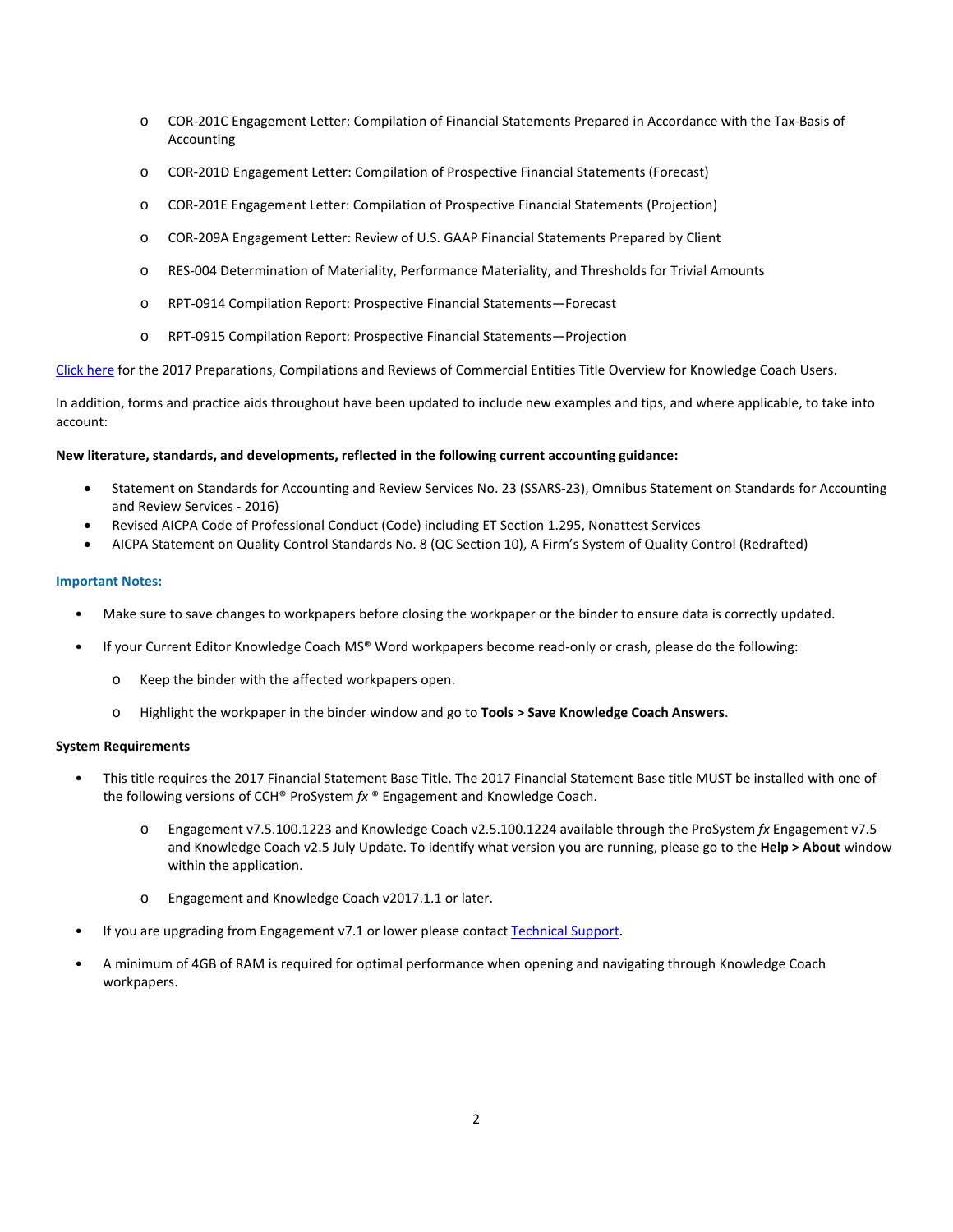- COR-201C Engagement Letter: Compilation of Financial Statements Prepared in Accordance with the Tax-Basis of Accounting
  - COR-201D Engagement Letter: Compilation of Prospective Financial Statements (Forecast)
  - COR-201E Engagement Letter: Compilation of Prospective Financial Statements (Projection)
  - COR-209A Engagement Letter: Review of U.S. GAAP Financial Statements Prepared by Client
  - RES-004 Determination of Materiality, Performance Materiality, and Thresholds for Trivial Amounts
  - RPT-0914 Compilation Report: Prospective Financial Statements—Forecast
  - RPT-0915 Compilation Report: Prospective Financial Statements—Projection

Click here for the 2017 Preparations, Compilations and Reviews of Commercial Entities Title Overview for Knowledge Coach Users.

In addition, forms and practice aids throughout have been updated to include new examples and tips, and where applicable, to take into account:

**New literature, standards, and developments, reflected in the following current accounting guidance:**

- Statement on Standards for Accounting and Review Services No. 23 (SSARS-23), Omnibus Statement on Standards for Accounting and Review Services - 2016)
- Revised AICPA Code of Professional Conduct (Code) including ET Section 1.295, Nonattest Services
- AICPA Statement on Quality Control Standards No. 8 (QC Section 10), A Firm's System of Quality Control (Redrafted)

**Important Notes:**

- Make sure to save changes to workpapers before closing the workpaper or the binder to ensure data is correctly updated.
- If your Current Editor Knowledge Coach MS® Word workpapers become read-only or crash, please do the following:
  - Keep the binder with the affected workpapers open.
  - Highlight the workpaper in the binder window and go to **Tools > Save Knowledge Coach Answers**.

**System Requirements**

- This title requires the 2017 Financial Statement Base Title. The 2017 Financial Statement Base title MUST be installed with one of the following versions of CCH® ProSystem *fx* ® Engagement and Knowledge Coach.
  - Engagement v7.5.100.1223 and Knowledge Coach v2.5.100.1224 available through the ProSystem *fx* Engagement v7.5 and Knowledge Coach v2.5 July Update. To identify what version you are running, please go to the **Help > About** window within the application.
  - Engagement and Knowledge Coach v2017.1.1 or later.
- If you are upgrading from Engagement v7.1 or lower please contact Technical Support.
- A minimum of 4GB of RAM is required for optimal performance when opening and navigating through Knowledge Coach workpapers.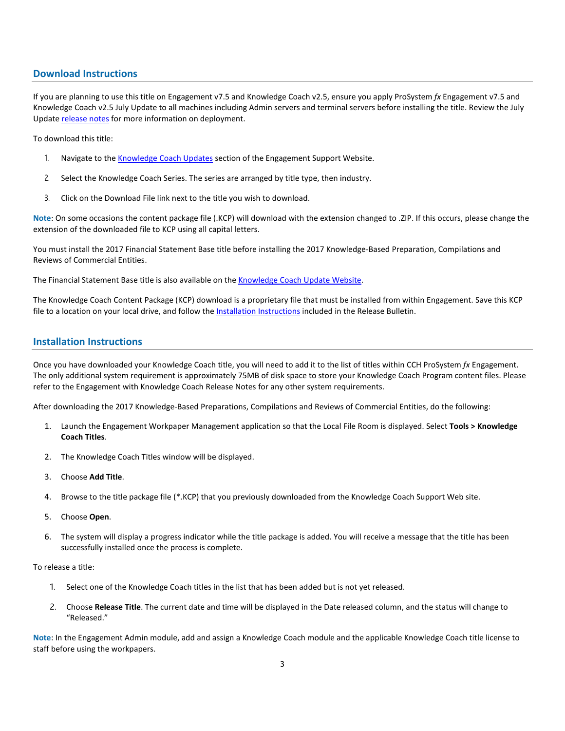## Download Instructions

If you are planning to use this title on Engagement v7.5 and Knowledge Coach v2.5, ensure you apply ProSystem *fx* Engagement v7.5 and Knowledge Coach v2.5 July Update to all machines including Admin servers and terminal servers before installing the title. Review the July Update release notes for more information on deployment.

To download this title:

1. Navigate to the Knowledge Coach Updates section of the Engagement Support Website.
2. Select the Knowledge Coach Series. The series are arranged by title type, then industry.
3. Click on the Download File link next to the title you wish to download.

**Note**: On some occasions the content package file (.KCP) will download with the extension changed to .ZIP. If this occurs, please change the extension of the downloaded file to KCP using all capital letters.

You must install the 2017 Financial Statement Base title before installing the 2017 Knowledge-Based Preparation, Compilations and Reviews of Commercial Entities.

The Financial Statement Base title is also available on the Knowledge Coach Update Website.

The Knowledge Coach Content Package (KCP) download is a proprietary file that must be installed from within Engagement. Save this KCP file to a location on your local drive, and follow the Installation Instructions included in the Release Bulletin.

## Installation Instructions

Once you have downloaded your Knowledge Coach title, you will need to add it to the list of titles within CCH ProSystem *fx* Engagement. The only additional system requirement is approximately 75MB of disk space to store your Knowledge Coach Program content files. Please refer to the Engagement with Knowledge Coach Release Notes for any other system requirements.

After downloading the 2017 Knowledge-Based Preparations, Compilations and Reviews of Commercial Entities, do the following:

1. Launch the Engagement Workpaper Management application so that the Local File Room is displayed. Select **Tools > Knowledge Coach Titles**.
2. The Knowledge Coach Titles window will be displayed.
3. Choose **Add Title**.
4. Browse to the title package file (*.KCP) that you previously downloaded from the Knowledge Coach Support Web site.
5. Choose **Open**.
6. The system will display a progress indicator while the title package is added. You will receive a message that the title has been successfully installed once the process is complete.

To release a title:

1. Select one of the Knowledge Coach titles in the list that has been added but is not yet released.
2. Choose **Release Title**. The current date and time will be displayed in the Date released column, and the status will change to "Released."

**Note**: In the Engagement Admin module, add and assign a Knowledge Coach module and the applicable Knowledge Coach title license to staff before using the workpapers.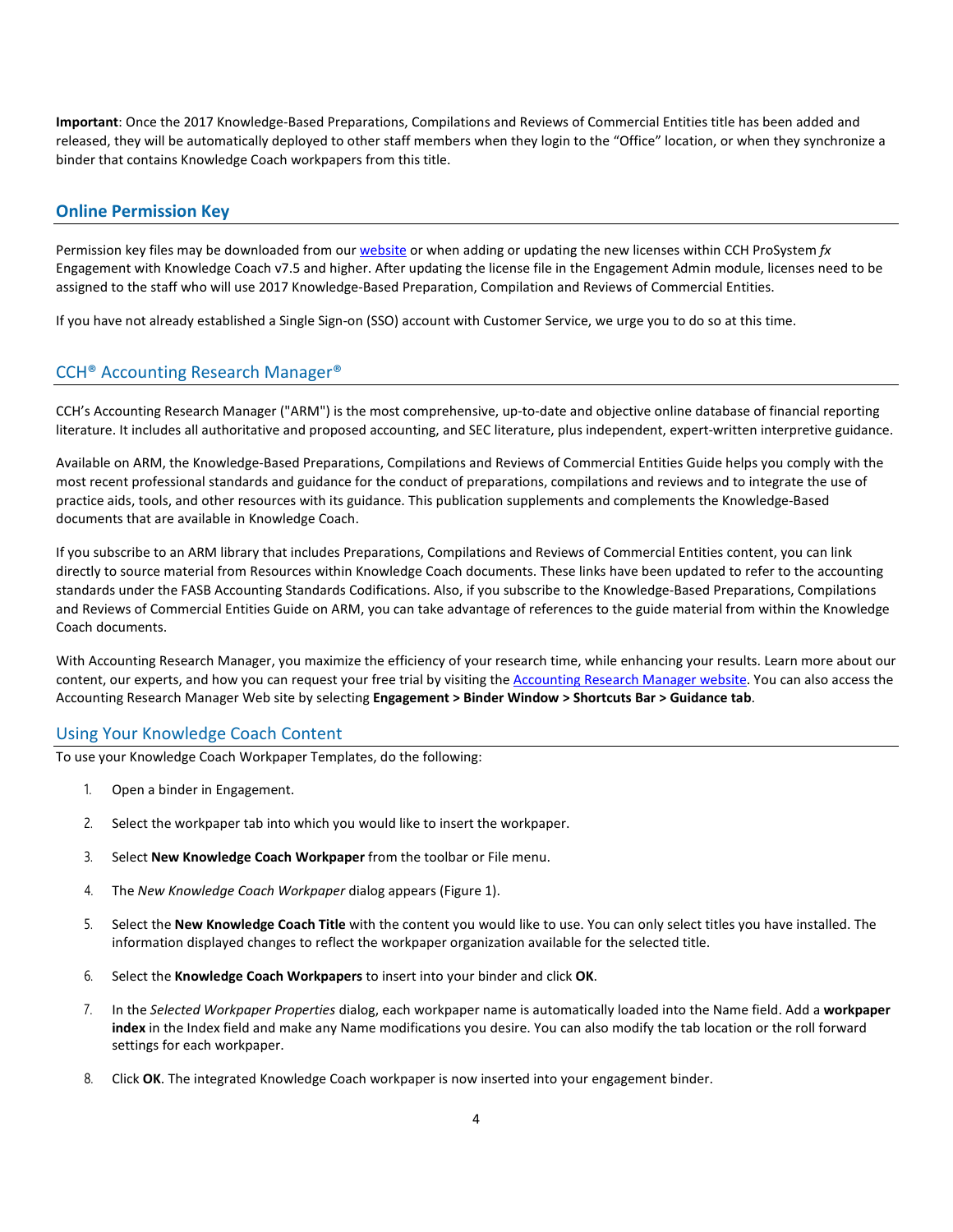**Important**: Once the 2017 Knowledge-Based Preparations, Compilations and Reviews of Commercial Entities title has been added and released, they will be automatically deployed to other staff members when they login to the "Office" location, or when they synchronize a binder that contains Knowledge Coach workpapers from this title.

## Online Permission Key

Permission key files may be downloaded from our website or when adding or updating the new licenses within CCH ProSystem *fx* Engagement with Knowledge Coach v7.5 and higher. After updating the license file in the Engagement Admin module, licenses need to be assigned to the staff who will use 2017 Knowledge-Based Preparation, Compilation and Reviews of Commercial Entities.

If you have not already established a Single Sign-on (SSO) account with Customer Service, we urge you to do so at this time.

## CCH® Accounting Research Manager®

CCH's Accounting Research Manager ("ARM") is the most comprehensive, up-to-date and objective online database of financial reporting literature. It includes all authoritative and proposed accounting, and SEC literature, plus independent, expert-written interpretive guidance.

Available on ARM, the Knowledge-Based Preparations, Compilations and Reviews of Commercial Entities Guide helps you comply with the most recent professional standards and guidance for the conduct of preparations, compilations and reviews and to integrate the use of practice aids, tools, and other resources with its guidance. This publication supplements and complements the Knowledge-Based documents that are available in Knowledge Coach.

If you subscribe to an ARM library that includes Preparations, Compilations and Reviews of Commercial Entities content, you can link directly to source material from Resources within Knowledge Coach documents. These links have been updated to refer to the accounting standards under the FASB Accounting Standards Codifications. Also, if you subscribe to the Knowledge-Based Preparations, Compilations and Reviews of Commercial Entities Guide on ARM, you can take advantage of references to the guide material from within the Knowledge Coach documents.

With Accounting Research Manager, you maximize the efficiency of your research time, while enhancing your results. Learn more about our content, our experts, and how you can request your free trial by visiting the Accounting Research Manager website. You can also access the Accounting Research Manager Web site by selecting **Engagement > Binder Window > Shortcuts Bar > Guidance tab**.

## Using Your Knowledge Coach Content

To use your Knowledge Coach Workpaper Templates, do the following:

1. Open a binder in Engagement.
2. Select the workpaper tab into which you would like to insert the workpaper.
3. Select **New Knowledge Coach Workpaper** from the toolbar or File menu.
4. The *New Knowledge Coach Workpaper* dialog appears (Figure 1).
5. Select the **New Knowledge Coach Title** with the content you would like to use. You can only select titles you have installed. The information displayed changes to reflect the workpaper organization available for the selected title.
6. Select the **Knowledge Coach Workpapers** to insert into your binder and click **OK**.
7. In the *Selected Workpaper Properties* dialog, each workpaper name is automatically loaded into the Name field. Add a **workpaper index** in the Index field and make any Name modifications you desire. You can also modify the tab location or the roll forward settings for each workpaper.
8. Click **OK**. The integrated Knowledge Coach workpaper is now inserted into your engagement binder.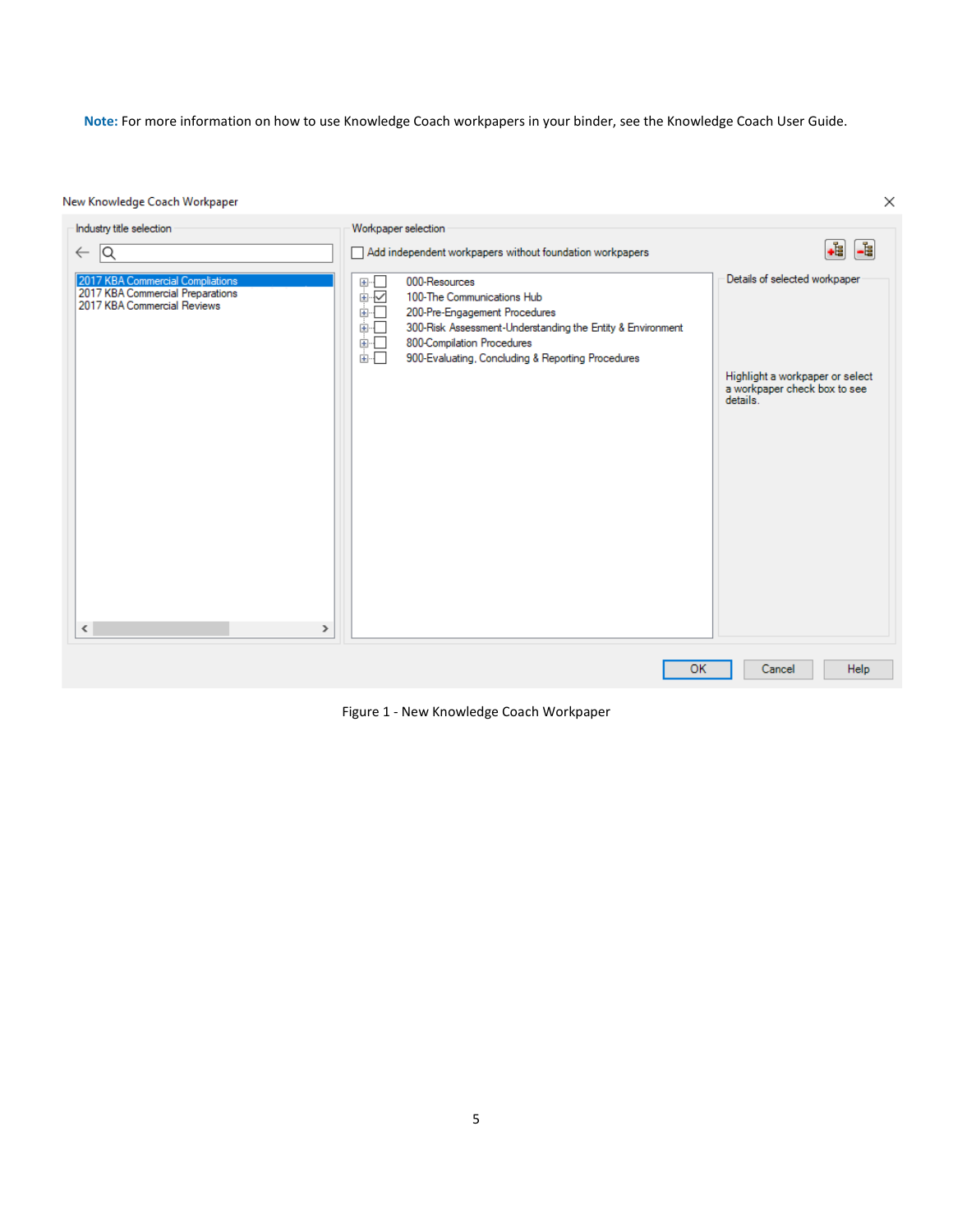**Note:** For more information on how to use Knowledge Coach workpapers in your binder, see the Knowledge Coach User Guide.

New Knowledge Coach Workpaper

Industry title selection

- 2017 KBA Commercial Compilations
- 2017 KBA Commercial Preparations
- 2017 KBA Commercial Reviews

Workpaper selection

- [ ] Add independent workpapers without foundation workpapers

- [ ] 000-Resources
- [x] 100-The Communications Hub
- [ ] 200-Pre-Engagement Procedures
- [ ] 300-Risk Assessment-Understanding the Entity & Environment
- [ ] 800-Compilation Procedures
- [ ] 900-Evaluating, Concluding & Reporting Procedures

Details of selected workpaper

Highlight a workpaper or select a workpaper check box to see details.

OK | Cancel | Help

Figure 1 - New Knowledge Coach Workpaper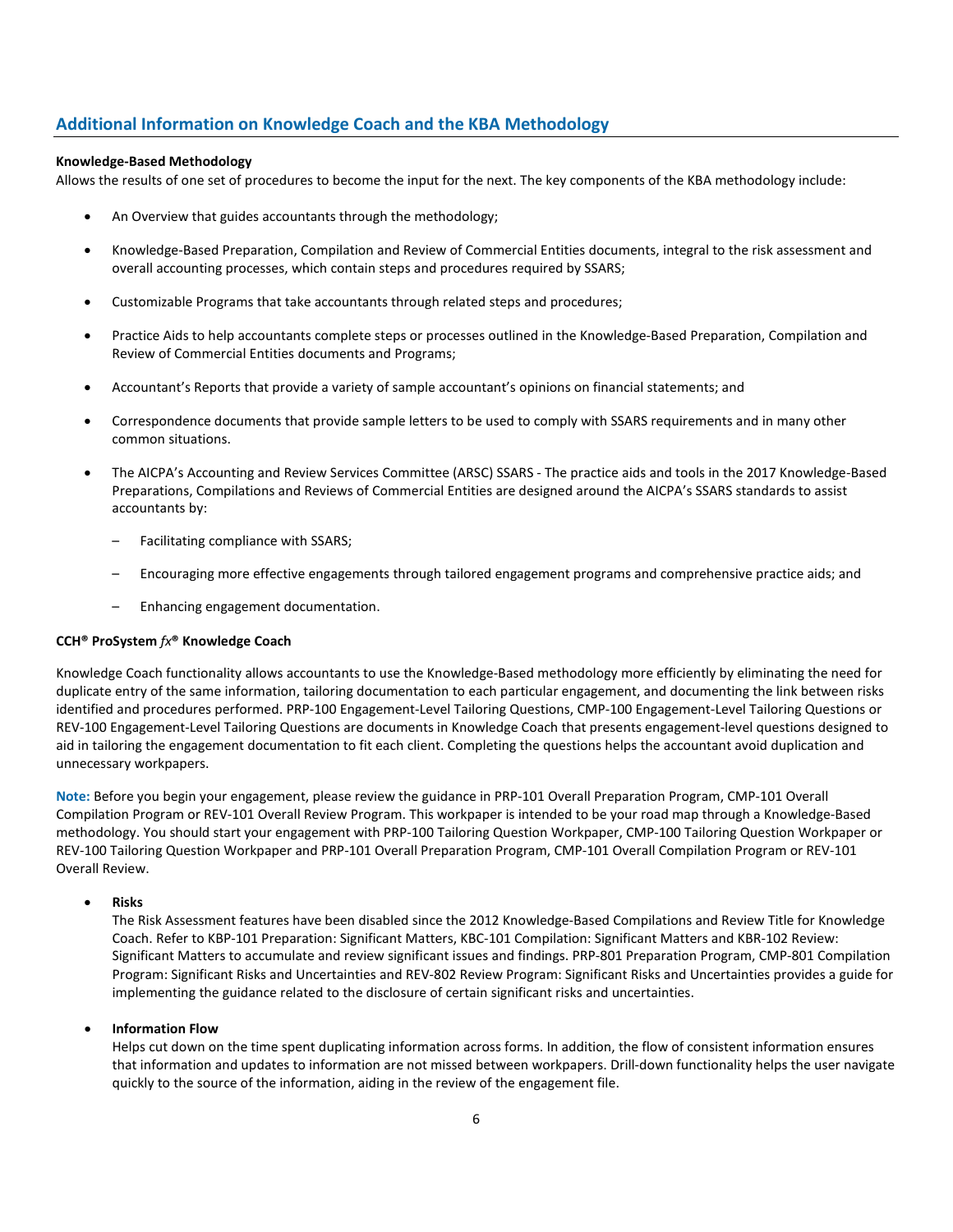## Additional Information on Knowledge Coach and the KBA Methodology

**Knowledge-Based Methodology**

Allows the results of one set of procedures to become the input for the next. The key components of the KBA methodology include:

- An Overview that guides accountants through the methodology;
- Knowledge-Based Preparation, Compilation and Review of Commercial Entities documents, integral to the risk assessment and overall accounting processes, which contain steps and procedures required by SSARS;
- Customizable Programs that take accountants through related steps and procedures;
- Practice Aids to help accountants complete steps or processes outlined in the Knowledge-Based Preparation, Compilation and Review of Commercial Entities documents and Programs;
- Accountant's Reports that provide a variety of sample accountant's opinions on financial statements; and
- Correspondence documents that provide sample letters to be used to comply with SSARS requirements and in many other common situations.
- The AICPA's Accounting and Review Services Committee (ARSC) SSARS - The practice aids and tools in the 2017 Knowledge-Based Preparations, Compilations and Reviews of Commercial Entities are designed around the AICPA's SSARS standards to assist accountants by:
  - Facilitating compliance with SSARS;
  - Encouraging more effective engagements through tailored engagement programs and comprehensive practice aids; and
  - Enhancing engagement documentation.

**CCH® ProSystem *fx*® Knowledge Coach**

Knowledge Coach functionality allows accountants to use the Knowledge-Based methodology more efficiently by eliminating the need for duplicate entry of the same information, tailoring documentation to each particular engagement, and documenting the link between risks identified and procedures performed. PRP-100 Engagement-Level Tailoring Questions, CMP-100 Engagement-Level Tailoring Questions or REV-100 Engagement-Level Tailoring Questions are documents in Knowledge Coach that presents engagement-level questions designed to aid in tailoring the engagement documentation to fit each client. Completing the questions helps the accountant avoid duplication and unnecessary workpapers.

**Note:** Before you begin your engagement, please review the guidance in PRP-101 Overall Preparation Program, CMP-101 Overall Compilation Program or REV-101 Overall Review Program. This workpaper is intended to be your road map through a Knowledge-Based methodology. You should start your engagement with PRP-100 Tailoring Question Workpaper, CMP-100 Tailoring Question Workpaper or REV-100 Tailoring Question Workpaper and PRP-101 Overall Preparation Program, CMP-101 Overall Compilation Program or REV-101 Overall Review.

- **Risks**
  The Risk Assessment features have been disabled since the 2012 Knowledge-Based Compilations and Review Title for Knowledge Coach. Refer to KBP-101 Preparation: Significant Matters, KBC-101 Compilation: Significant Matters and KBR-102 Review: Significant Matters to accumulate and review significant issues and findings. PRP-801 Preparation Program, CMP-801 Compilation Program: Significant Risks and Uncertainties and REV-802 Review Program: Significant Risks and Uncertainties provides a guide for implementing the guidance related to the disclosure of certain significant risks and uncertainties.

- **Information Flow**
  Helps cut down on the time spent duplicating information across forms. In addition, the flow of consistent information ensures that information and updates to information are not missed between workpapers. Drill-down functionality helps the user navigate quickly to the source of the information, aiding in the review of the engagement file.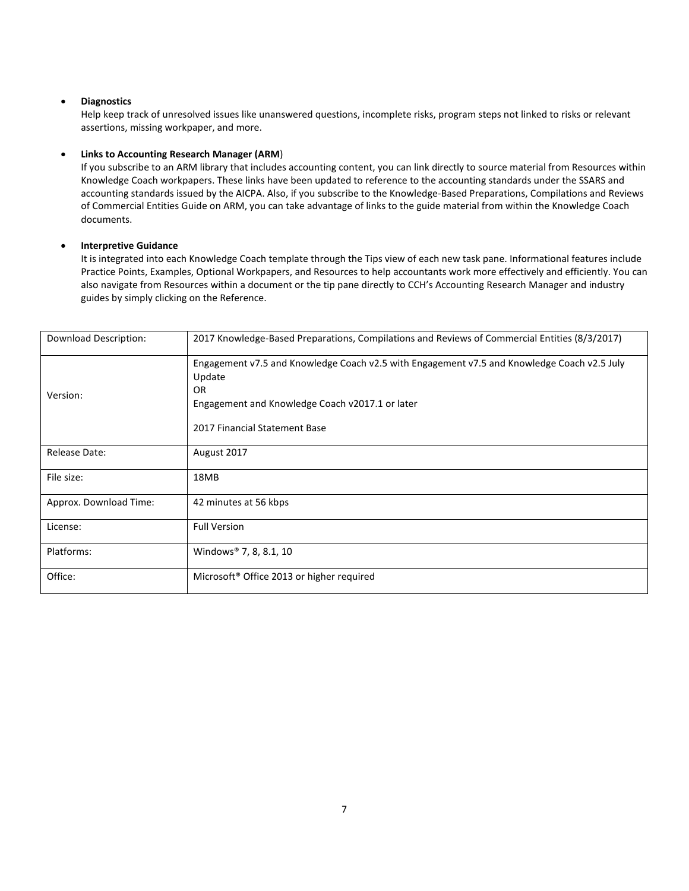- **Diagnostics**
  Help keep track of unresolved issues like unanswered questions, incomplete risks, program steps not linked to risks or relevant assertions, missing workpaper, and more.

- **Links to Accounting Research Manager (ARM)**
  If you subscribe to an ARM library that includes accounting content, you can link directly to source material from Resources within Knowledge Coach workpapers. These links have been updated to reference to the accounting standards under the SSARS and accounting standards issued by the AICPA. Also, if you subscribe to the Knowledge-Based Preparations, Compilations and Reviews of Commercial Entities Guide on ARM, you can take advantage of links to the guide material from within the Knowledge Coach documents.

- **Interpretive Guidance**
  It is integrated into each Knowledge Coach template through the Tips view of each new task pane. Informational features include Practice Points, Examples, Optional Workpapers, and Resources to help accountants work more effectively and efficiently. You can also navigate from Resources within a document or the tip pane directly to CCH's Accounting Research Manager and industry guides by simply clicking on the Reference.

| | |
|---|---|
| Download Description: | 2017 Knowledge-Based Preparations, Compilations and Reviews of Commercial Entities (8/3/2017) |
| Version: | Engagement v7.5 and Knowledge Coach v2.5 with Engagement v7.5 and Knowledge Coach v2.5 July Update<br>OR<br>Engagement and Knowledge Coach v2017.1 or later<br><br>2017 Financial Statement Base |
| Release Date: | August 2017 |
| File size: | 18MB |
| Approx. Download Time: | 42 minutes at 56 kbps |
| License: | Full Version |
| Platforms: | Windows® 7, 8, 8.1, 10 |
| Office: | Microsoft® Office 2013 or higher required |